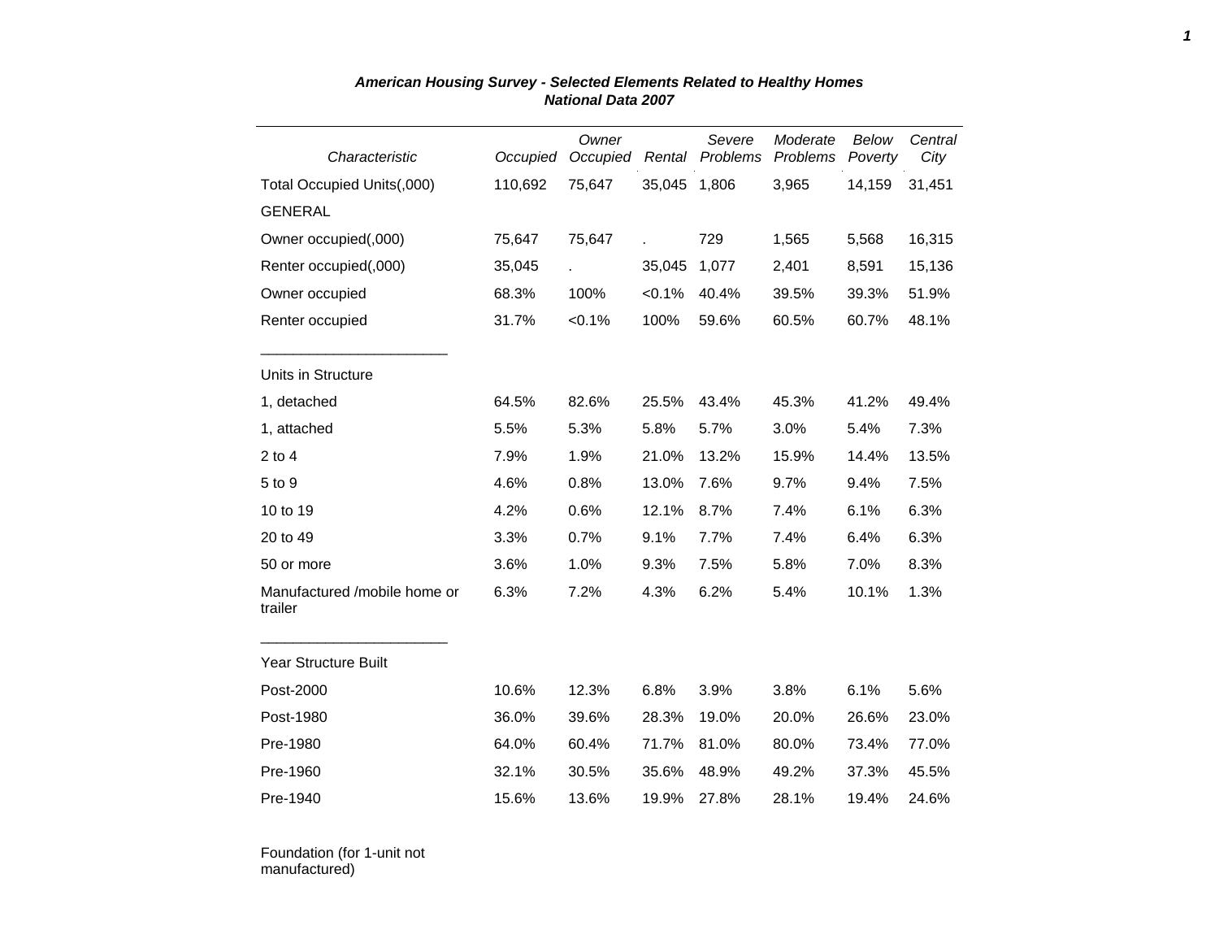# *American Housing Survey - Selected Elements Related to Healthy Homes*
## *National Data 2007*

| *Characteristic* | *Occupied* | *Owner Occupied* | *Rental* | *Severe Problems* | *Moderate Problems* | *Below Poverty* | *Central City* |
|---|---|---|---|---|---|---|---|
| Total Occupied Units(,000) | 110,692 | 75,647 | 35,045 | 1,806 | 3,965 | 14,159 | 31,451 |
| GENERAL | | | | | | | |
| Owner occupied(,000) | 75,647 | 75,647 | . | 729 | 1,565 | 5,568 | 16,315 |
| Renter occupied(,000) | 35,045 | . | 35,045 | 1,077 | 2,401 | 8,591 | 15,136 |
| Owner occupied | 68.3% | 100% | <0.1% | 40.4% | 39.5% | 39.3% | 51.9% |
| Renter occupied | 31.7% | <0.1% | 100% | 59.6% | 60.5% | 60.7% | 48.1% |
| Units in Structure | | | | | | | |
| 1, detached | 64.5% | 82.6% | 25.5% | 43.4% | 45.3% | 41.2% | 49.4% |
| 1, attached | 5.5% | 5.3% | 5.8% | 5.7% | 3.0% | 5.4% | 7.3% |
| 2 to 4 | 7.9% | 1.9% | 21.0% | 13.2% | 15.9% | 14.4% | 13.5% |
| 5 to 9 | 4.6% | 0.8% | 13.0% | 7.6% | 9.7% | 9.4% | 7.5% |
| 10 to 19 | 4.2% | 0.6% | 12.1% | 8.7% | 7.4% | 6.1% | 6.3% |
| 20 to 49 | 3.3% | 0.7% | 9.1% | 7.7% | 7.4% | 6.4% | 6.3% |
| 50 or more | 3.6% | 1.0% | 9.3% | 7.5% | 5.8% | 7.0% | 8.3% |
| Manufactured /mobile home or trailer | 6.3% | 7.2% | 4.3% | 6.2% | 5.4% | 10.1% | 1.3% |
| Year Structure Built | | | | | | | |
| Post-2000 | 10.6% | 12.3% | 6.8% | 3.9% | 3.8% | 6.1% | 5.6% |
| Post-1980 | 36.0% | 39.6% | 28.3% | 19.0% | 20.0% | 26.6% | 23.0% |
| Pre-1980 | 64.0% | 60.4% | 71.7% | 81.0% | 80.0% | 73.4% | 77.0% |
| Pre-1960 | 32.1% | 30.5% | 35.6% | 48.9% | 49.2% | 37.3% | 45.5% |
| Pre-1940 | 15.6% | 13.6% | 19.9% | 27.8% | 28.1% | 19.4% | 24.6% |
| Foundation (for 1-unit not manufactured) | | | | | | | |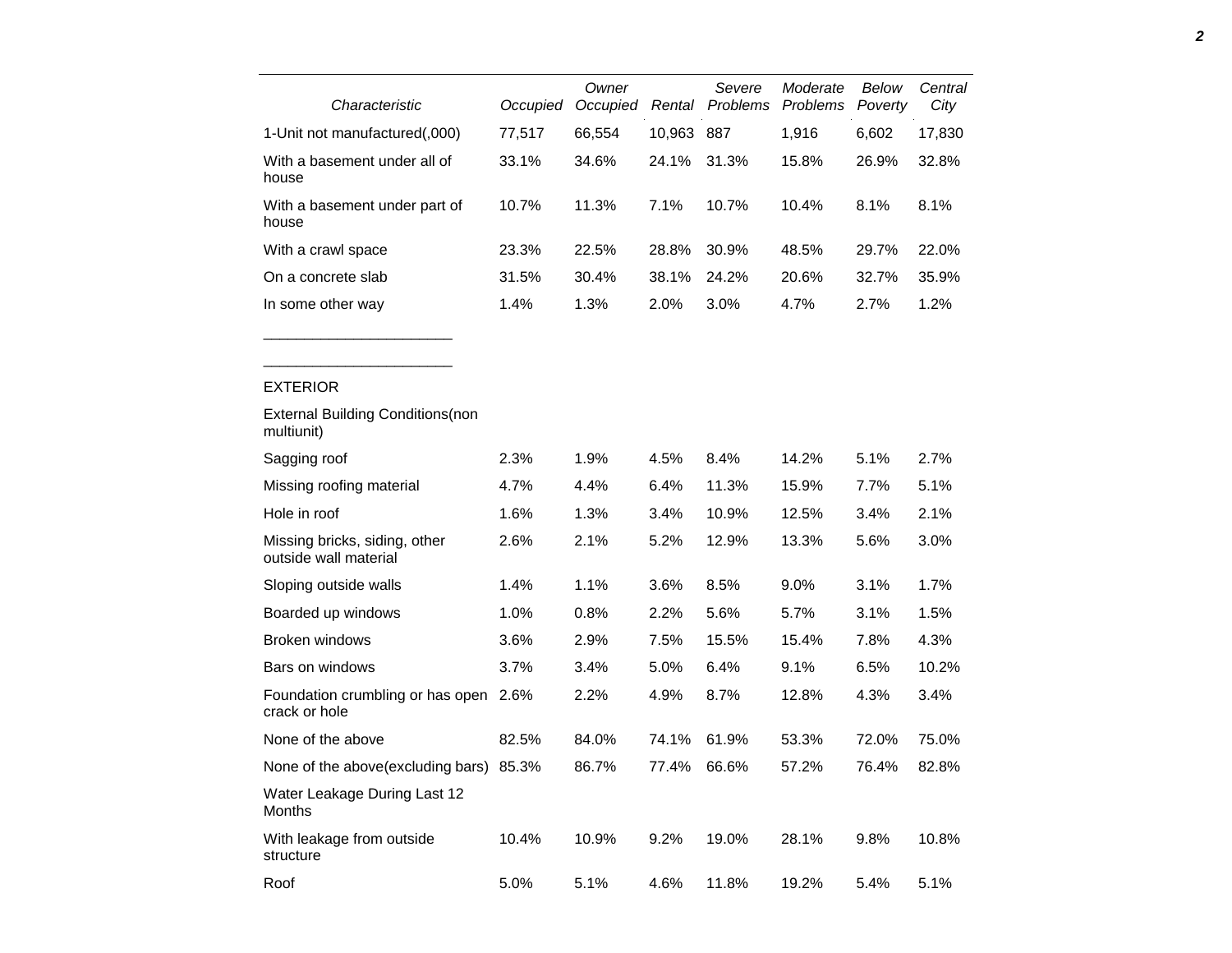| Characteristic | Occupied | Owner Occupied | Rental | Severe Problems | Moderate Problems | Below Poverty | Central City |
|---|---|---|---|---|---|---|---|
| 1-Unit not manufactured(,000) | 77,517 | 66,554 | 10,963 | 887 | 1,916 | 6,602 | 17,830 |
| With a basement under all of house | 33.1% | 34.6% | 24.1% | 31.3% | 15.8% | 26.9% | 32.8% |
| With a basement under part of house | 10.7% | 11.3% | 7.1% | 10.7% | 10.4% | 8.1% | 8.1% |
| With a crawl space | 23.3% | 22.5% | 28.8% | 30.9% | 48.5% | 29.7% | 22.0% |
| On a concrete slab | 31.5% | 30.4% | 38.1% | 24.2% | 20.6% | 32.7% | 35.9% |
| In some other way | 1.4% | 1.3% | 2.0% | 3.0% | 4.7% | 2.7% | 1.2% |
| _______________________ | | | | | | | |
| _______________________ | | | | | | | |
| EXTERIOR | | | | | | | |
| External Building Conditions(non multiunit) | | | | | | | |
| Sagging roof | 2.3% | 1.9% | 4.5% | 8.4% | 14.2% | 5.1% | 2.7% |
| Missing roofing material | 4.7% | 4.4% | 6.4% | 11.3% | 15.9% | 7.7% | 5.1% |
| Hole in roof | 1.6% | 1.3% | 3.4% | 10.9% | 12.5% | 3.4% | 2.1% |
| Missing bricks, siding, other outside wall material | 2.6% | 2.1% | 5.2% | 12.9% | 13.3% | 5.6% | 3.0% |
| Sloping outside walls | 1.4% | 1.1% | 3.6% | 8.5% | 9.0% | 3.1% | 1.7% |
| Boarded up windows | 1.0% | 0.8% | 2.2% | 5.6% | 5.7% | 3.1% | 1.5% |
| Broken windows | 3.6% | 2.9% | 7.5% | 15.5% | 15.4% | 7.8% | 4.3% |
| Bars on windows | 3.7% | 3.4% | 5.0% | 6.4% | 9.1% | 6.5% | 10.2% |
| Foundation crumbling or has open crack or hole | 2.6% | 2.2% | 4.9% | 8.7% | 12.8% | 4.3% | 3.4% |
| None of the above | 82.5% | 84.0% | 74.1% | 61.9% | 53.3% | 72.0% | 75.0% |
| None of the above(excluding bars) | 85.3% | 86.7% | 77.4% | 66.6% | 57.2% | 76.4% | 82.8% |
| Water Leakage During Last 12 Months | | | | | | | |
| With leakage from outside structure | 10.4% | 10.9% | 9.2% | 19.0% | 28.1% | 9.8% | 10.8% |
| Roof | 5.0% | 5.1% | 4.6% | 11.8% | 19.2% | 5.4% | 5.1% |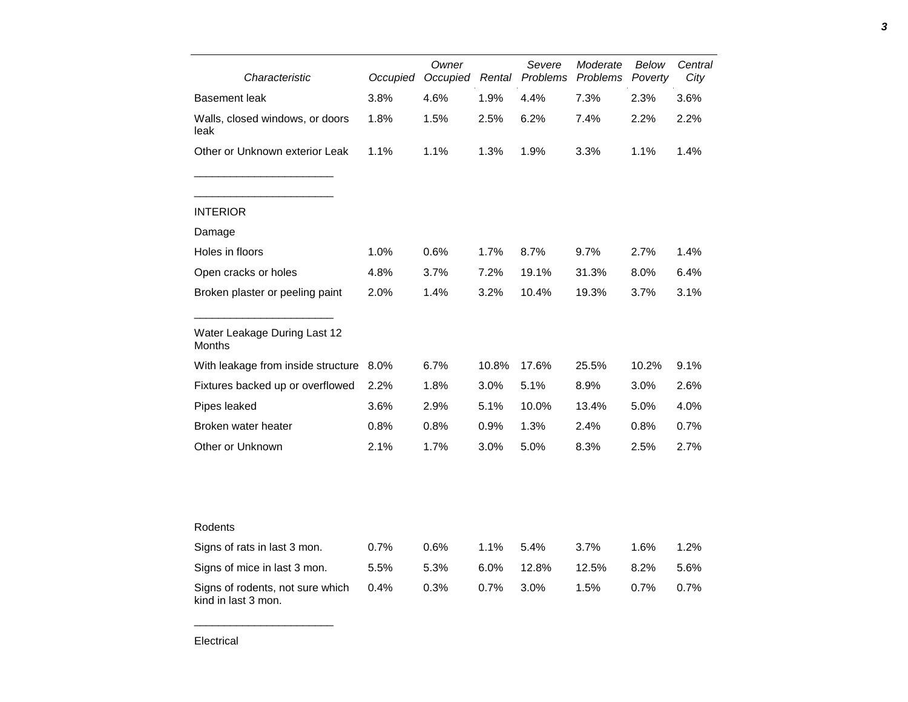| Characteristic | Occupied | Owner Occupied | Rental | Severe Problems | Moderate Problems | Below Poverty | Central City |
|---|---|---|---|---|---|---|---|
| Basement leak | 3.8% | 4.6% | 1.9% | 4.4% | 7.3% | 2.3% | 3.6% |
| Walls, closed windows, or doors leak | 1.8% | 1.5% | 2.5% | 6.2% | 7.4% | 2.2% | 2.2% |
| Other or Unknown exterior Leak | 1.1% | 1.1% | 1.3% | 1.9% | 3.3% | 1.1% | 1.4% |
| INTERIOR | | | | | | | |
| Damage | | | | | | | |
| Holes in floors | 1.0% | 0.6% | 1.7% | 8.7% | 9.7% | 2.7% | 1.4% |
| Open cracks or holes | 4.8% | 3.7% | 7.2% | 19.1% | 31.3% | 8.0% | 6.4% |
| Broken plaster or peeling paint | 2.0% | 1.4% | 3.2% | 10.4% | 19.3% | 3.7% | 3.1% |
| Water Leakage During Last 12 Months | | | | | | | |
| With leakage from inside structure | 8.0% | 6.7% | 10.8% | 17.6% | 25.5% | 10.2% | 9.1% |
| Fixtures backed up or overflowed | 2.2% | 1.8% | 3.0% | 5.1% | 8.9% | 3.0% | 2.6% |
| Pipes leaked | 3.6% | 2.9% | 5.1% | 10.0% | 13.4% | 5.0% | 4.0% |
| Broken water heater | 0.8% | 0.8% | 0.9% | 1.3% | 2.4% | 0.8% | 0.7% |
| Other or Unknown | 2.1% | 1.7% | 3.0% | 5.0% | 8.3% | 2.5% | 2.7% |
| Rodents | | | | | | | |
| Signs of rats in last 3 mon. | 0.7% | 0.6% | 1.1% | 5.4% | 3.7% | 1.6% | 1.2% |
| Signs of mice in last 3 mon. | 5.5% | 5.3% | 6.0% | 12.8% | 12.5% | 8.2% | 5.6% |
| Signs of rodents, not sure which kind in last 3 mon. | 0.4% | 0.3% | 0.7% | 3.0% | 1.5% | 0.7% | 0.7% |
| Electrical | | | | | | | |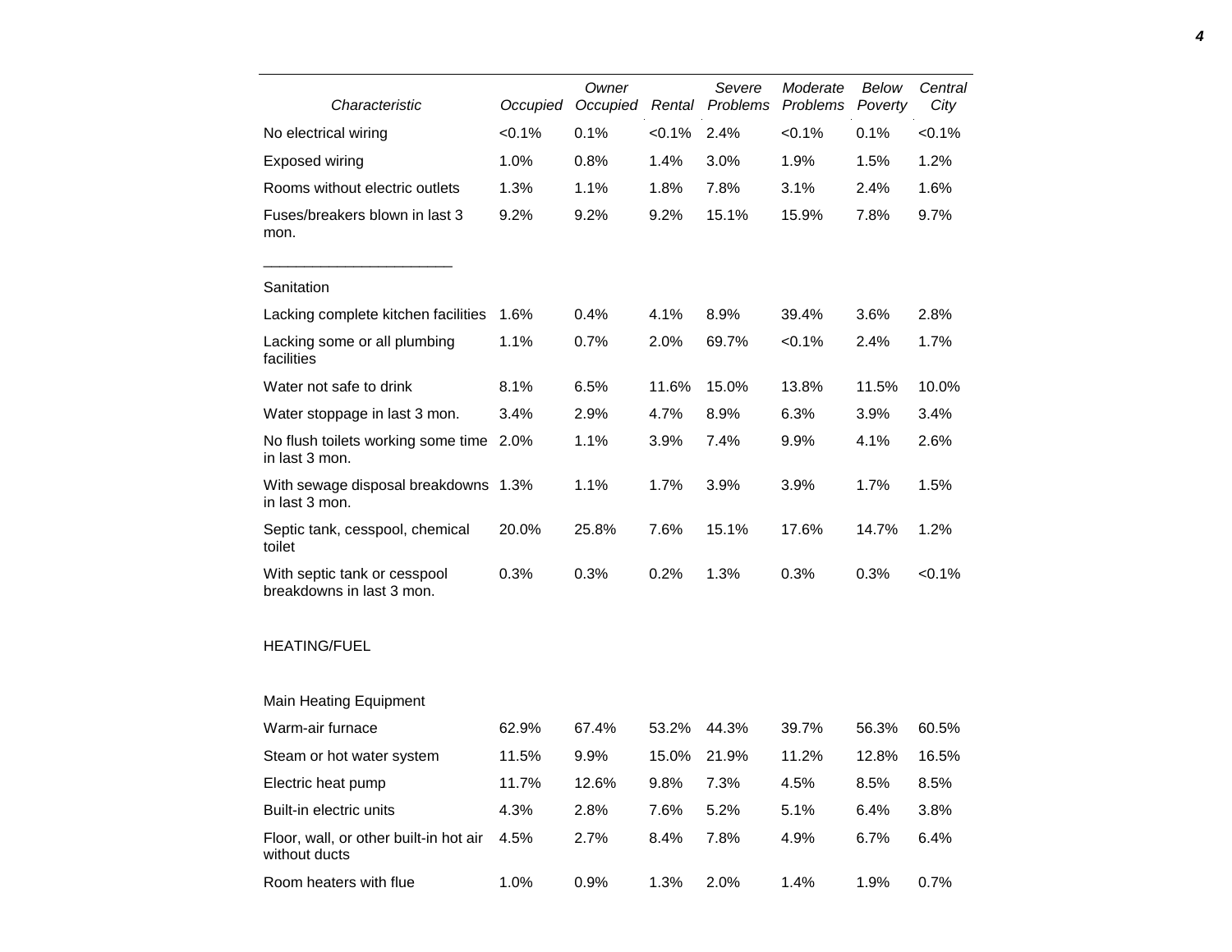| Characteristic | Occupied | *Owner Occupied* | *Rental* | *Severe Problems* | *Moderate Problems* | *Below Poverty* | *Central City* |
|---|---|---|---|---|---|---|---|
| No electrical wiring | <0.1% | 0.1% | <0.1% | 2.4% | <0.1% | 0.1% | <0.1% |
| Exposed wiring | 1.0% | 0.8% | 1.4% | 3.0% | 1.9% | 1.5% | 1.2% |
| Rooms without electric outlets | 1.3% | 1.1% | 1.8% | 7.8% | 3.1% | 2.4% | 1.6% |
| Fuses/breakers blown in last 3 mon. | 9.2% | 9.2% | 9.2% | 15.1% | 15.9% | 7.8% | 9.7% |
| Sanitation | | | | | | | |
| Lacking complete kitchen facilities | 1.6% | 0.4% | 4.1% | 8.9% | 39.4% | 3.6% | 2.8% |
| Lacking some or all plumbing facilities | 1.1% | 0.7% | 2.0% | 69.7% | <0.1% | 2.4% | 1.7% |
| Water not safe to drink | 8.1% | 6.5% | 11.6% | 15.0% | 13.8% | 11.5% | 10.0% |
| Water stoppage in last 3 mon. | 3.4% | 2.9% | 4.7% | 8.9% | 6.3% | 3.9% | 3.4% |
| No flush toilets working some time in last 3 mon. | 2.0% | 1.1% | 3.9% | 7.4% | 9.9% | 4.1% | 2.6% |
| With sewage disposal breakdowns in last 3 mon. | 1.3% | 1.1% | 1.7% | 3.9% | 3.9% | 1.7% | 1.5% |
| Septic tank, cesspool, chemical toilet | 20.0% | 25.8% | 7.6% | 15.1% | 17.6% | 14.7% | 1.2% |
| With septic tank or cesspool breakdowns in last 3 mon. | 0.3% | 0.3% | 0.2% | 1.3% | 0.3% | 0.3% | <0.1% |
| HEATING/FUEL | | | | | | | |
| Main Heating Equipment | | | | | | | |
| Warm-air furnace | 62.9% | 67.4% | 53.2% | 44.3% | 39.7% | 56.3% | 60.5% |
| Steam or hot water system | 11.5% | 9.9% | 15.0% | 21.9% | 11.2% | 12.8% | 16.5% |
| Electric heat pump | 11.7% | 12.6% | 9.8% | 7.3% | 4.5% | 8.5% | 8.5% |
| Built-in electric units | 4.3% | 2.8% | 7.6% | 5.2% | 5.1% | 6.4% | 3.8% |
| Floor, wall, or other built-in hot air without ducts | 4.5% | 2.7% | 8.4% | 7.8% | 4.9% | 6.7% | 6.4% |
| Room heaters with flue | 1.0% | 0.9% | 1.3% | 2.0% | 1.4% | 1.9% | 0.7% |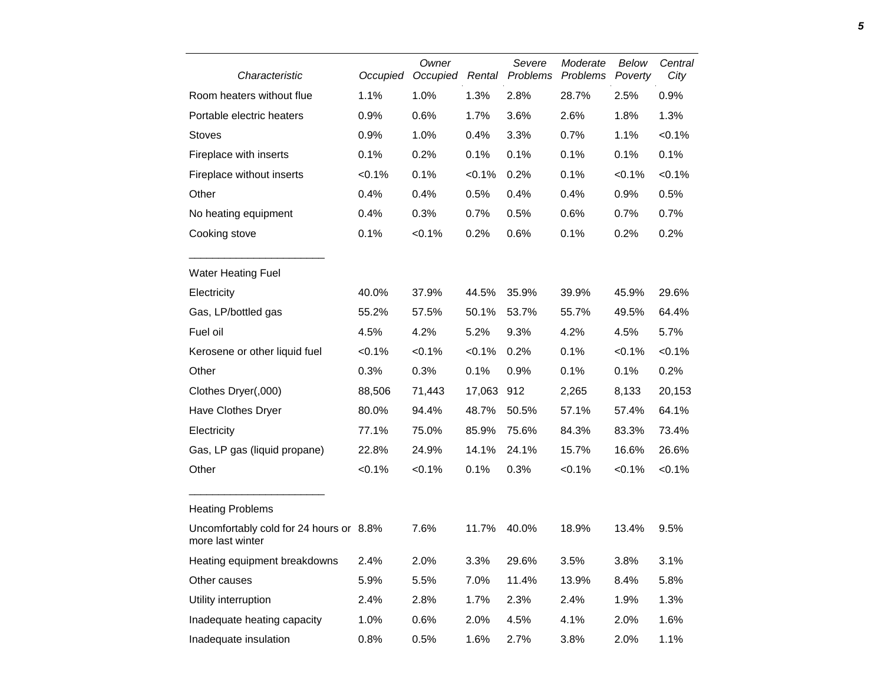| Characteristic | Occupied | Owner Occupied | Rental | Severe Problems | Moderate Problems | Below Poverty | Central City |
|---|---|---|---|---|---|---|---|
| Room heaters without flue | 1.1% | 1.0% | 1.3% | 2.8% | 28.7% | 2.5% | 0.9% |
| Portable electric heaters | 0.9% | 0.6% | 1.7% | 3.6% | 2.6% | 1.8% | 1.3% |
| Stoves | 0.9% | 1.0% | 0.4% | 3.3% | 0.7% | 1.1% | <0.1% |
| Fireplace with inserts | 0.1% | 0.2% | 0.1% | 0.1% | 0.1% | 0.1% | 0.1% |
| Fireplace without inserts | <0.1% | 0.1% | <0.1% | 0.2% | 0.1% | <0.1% | <0.1% |
| Other | 0.4% | 0.4% | 0.5% | 0.4% | 0.4% | 0.9% | 0.5% |
| No heating equipment | 0.4% | 0.3% | 0.7% | 0.5% | 0.6% | 0.7% | 0.7% |
| Cooking stove | 0.1% | <0.1% | 0.2% | 0.6% | 0.1% | 0.2% | 0.2% |
| **Water Heating Fuel** | | | | | | | |
| Electricity | 40.0% | 37.9% | 44.5% | 35.9% | 39.9% | 45.9% | 29.6% |
| Gas, LP/bottled gas | 55.2% | 57.5% | 50.1% | 53.7% | 55.7% | 49.5% | 64.4% |
| Fuel oil | 4.5% | 4.2% | 5.2% | 9.3% | 4.2% | 4.5% | 5.7% |
| Kerosene or other liquid fuel | <0.1% | <0.1% | <0.1% | 0.2% | 0.1% | <0.1% | <0.1% |
| Other | 0.3% | 0.3% | 0.1% | 0.9% | 0.1% | 0.1% | 0.2% |
| Clothes Dryer(,000) | 88,506 | 71,443 | 17,063 | 912 | 2,265 | 8,133 | 20,153 |
| Have Clothes Dryer | 80.0% | 94.4% | 48.7% | 50.5% | 57.1% | 57.4% | 64.1% |
| Electricity | 77.1% | 75.0% | 85.9% | 75.6% | 84.3% | 83.3% | 73.4% |
| Gas, LP gas (liquid propane) | 22.8% | 24.9% | 14.1% | 24.1% | 15.7% | 16.6% | 26.6% |
| Other | <0.1% | <0.1% | 0.1% | 0.3% | <0.1% | <0.1% | <0.1% |
| **Heating Problems** | | | | | | | |
| Uncomfortably cold for 24 hours or more last winter | 8.8% | 7.6% | 11.7% | 40.0% | 18.9% | 13.4% | 9.5% |
| Heating equipment breakdowns | 2.4% | 2.0% | 3.3% | 29.6% | 3.5% | 3.8% | 3.1% |
| Other causes | 5.9% | 5.5% | 7.0% | 11.4% | 13.9% | 8.4% | 5.8% |
| Utility interruption | 2.4% | 2.8% | 1.7% | 2.3% | 2.4% | 1.9% | 1.3% |
| Inadequate heating capacity | 1.0% | 0.6% | 2.0% | 4.5% | 4.1% | 2.0% | 1.6% |
| Inadequate insulation | 0.8% | 0.5% | 1.6% | 2.7% | 3.8% | 2.0% | 1.1% |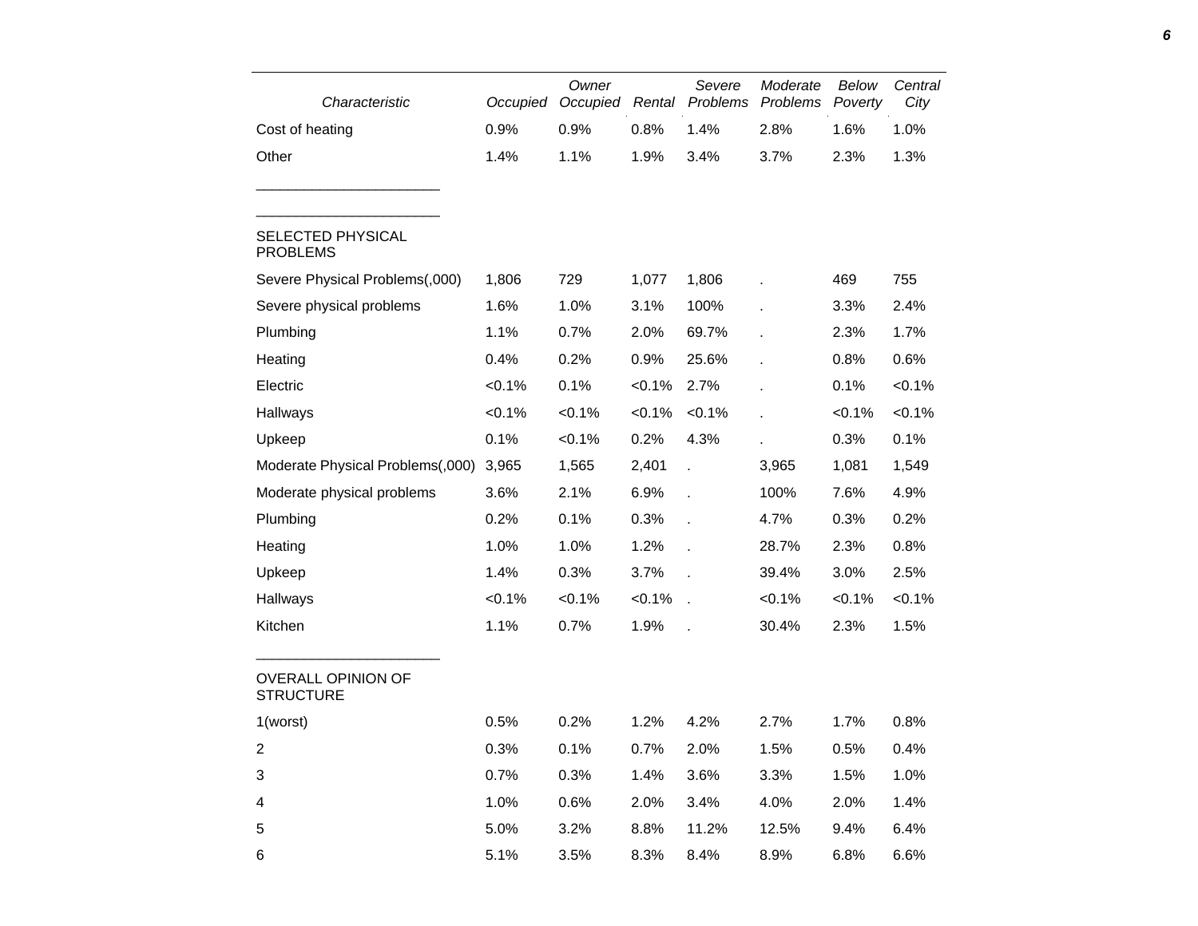| Characteristic | Occupied | Owner Occupied | Rental | Severe Problems | Moderate Problems | Below Poverty | Central City |
|---|---|---|---|---|---|---|---|
| Cost of heating | 0.9% | 0.9% | 0.8% | 1.4% | 2.8% | 1.6% | 1.0% |
| Other | 1.4% | 1.1% | 1.9% | 3.4% | 3.7% | 2.3% | 1.3% |
| SELECTED PHYSICAL PROBLEMS | | | | | | | |
| Severe Physical Problems(,000) | 1,806 | 729 | 1,077 | 1,806 | . | 469 | 755 |
| Severe physical problems | 1.6% | 1.0% | 3.1% | 100% | . | 3.3% | 2.4% |
| Plumbing | 1.1% | 0.7% | 2.0% | 69.7% | . | 2.3% | 1.7% |
| Heating | 0.4% | 0.2% | 0.9% | 25.6% | . | 0.8% | 0.6% |
| Electric | <0.1% | 0.1% | <0.1% | 2.7% | . | 0.1% | <0.1% |
| Hallways | <0.1% | <0.1% | <0.1% | <0.1% | . | <0.1% | <0.1% |
| Upkeep | 0.1% | <0.1% | 0.2% | 4.3% | . | 0.3% | 0.1% |
| Moderate Physical Problems(,000) | 3,965 | 1,565 | 2,401 | . | 3,965 | 1,081 | 1,549 |
| Moderate physical problems | 3.6% | 2.1% | 6.9% | . | 100% | 7.6% | 4.9% |
| Plumbing | 0.2% | 0.1% | 0.3% | . | 4.7% | 0.3% | 0.2% |
| Heating | 1.0% | 1.0% | 1.2% | . | 28.7% | 2.3% | 0.8% |
| Upkeep | 1.4% | 0.3% | 3.7% | . | 39.4% | 3.0% | 2.5% |
| Hallways | <0.1% | <0.1% | <0.1% | . | <0.1% | <0.1% | <0.1% |
| Kitchen | 1.1% | 0.7% | 1.9% | . | 30.4% | 2.3% | 1.5% |
| OVERALL OPINION OF STRUCTURE | | | | | | | |
| 1(worst) | 0.5% | 0.2% | 1.2% | 4.2% | 2.7% | 1.7% | 0.8% |
| 2 | 0.3% | 0.1% | 0.7% | 2.0% | 1.5% | 0.5% | 0.4% |
| 3 | 0.7% | 0.3% | 1.4% | 3.6% | 3.3% | 1.5% | 1.0% |
| 4 | 1.0% | 0.6% | 2.0% | 3.4% | 4.0% | 2.0% | 1.4% |
| 5 | 5.0% | 3.2% | 8.8% | 11.2% | 12.5% | 9.4% | 6.4% |
| 6 | 5.1% | 3.5% | 8.3% | 8.4% | 8.9% | 6.8% | 6.6% |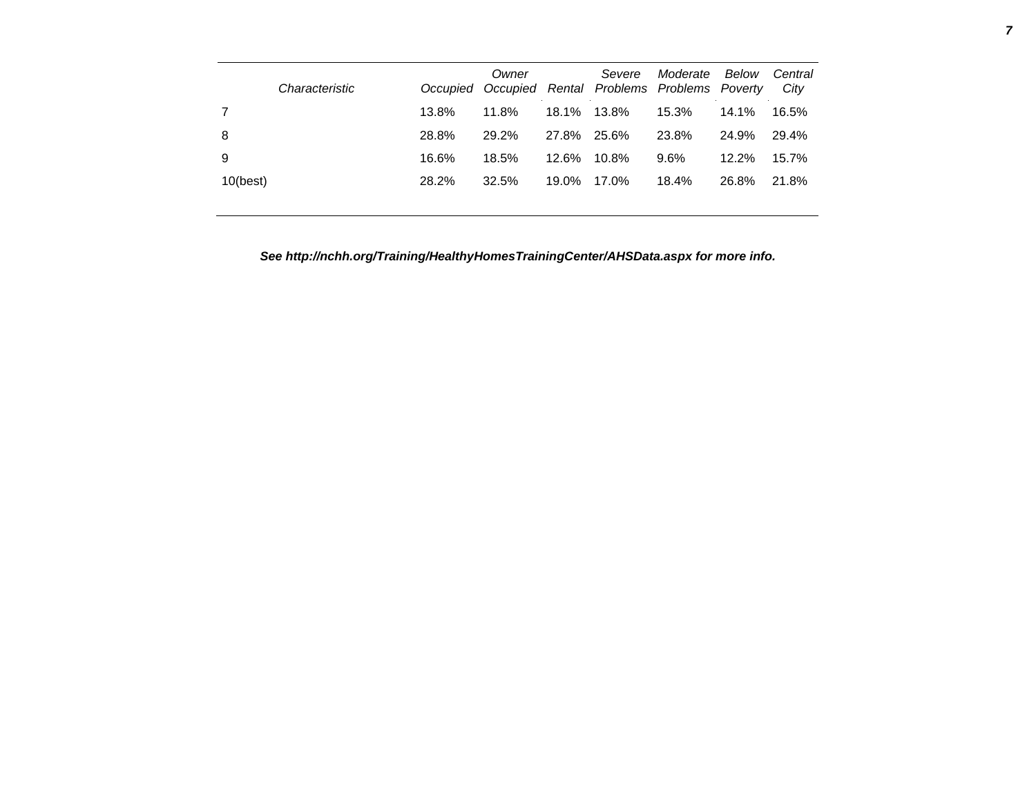| Characteristic | Occupied | Owner Occupied | Rental | Severe Problems | Moderate Problems | Below Poverty | Central City |
|---|---|---|---|---|---|---|---|
| 7 | 13.8% | 11.8% | 18.1% | 13.8% | 15.3% | 14.1% | 16.5% |
| 8 | 28.8% | 29.2% | 27.8% | 25.6% | 23.8% | 24.9% | 29.4% |
| 9 | 16.6% | 18.5% | 12.6% | 10.8% | 9.6% | 12.2% | 15.7% |
| 10(best) | 28.2% | 32.5% | 19.0% | 17.0% | 18.4% | 26.8% | 21.8% |

***See http://nchh.org/Training/HealthyHomesTrainingCenter/AHSData.aspx for more info.***